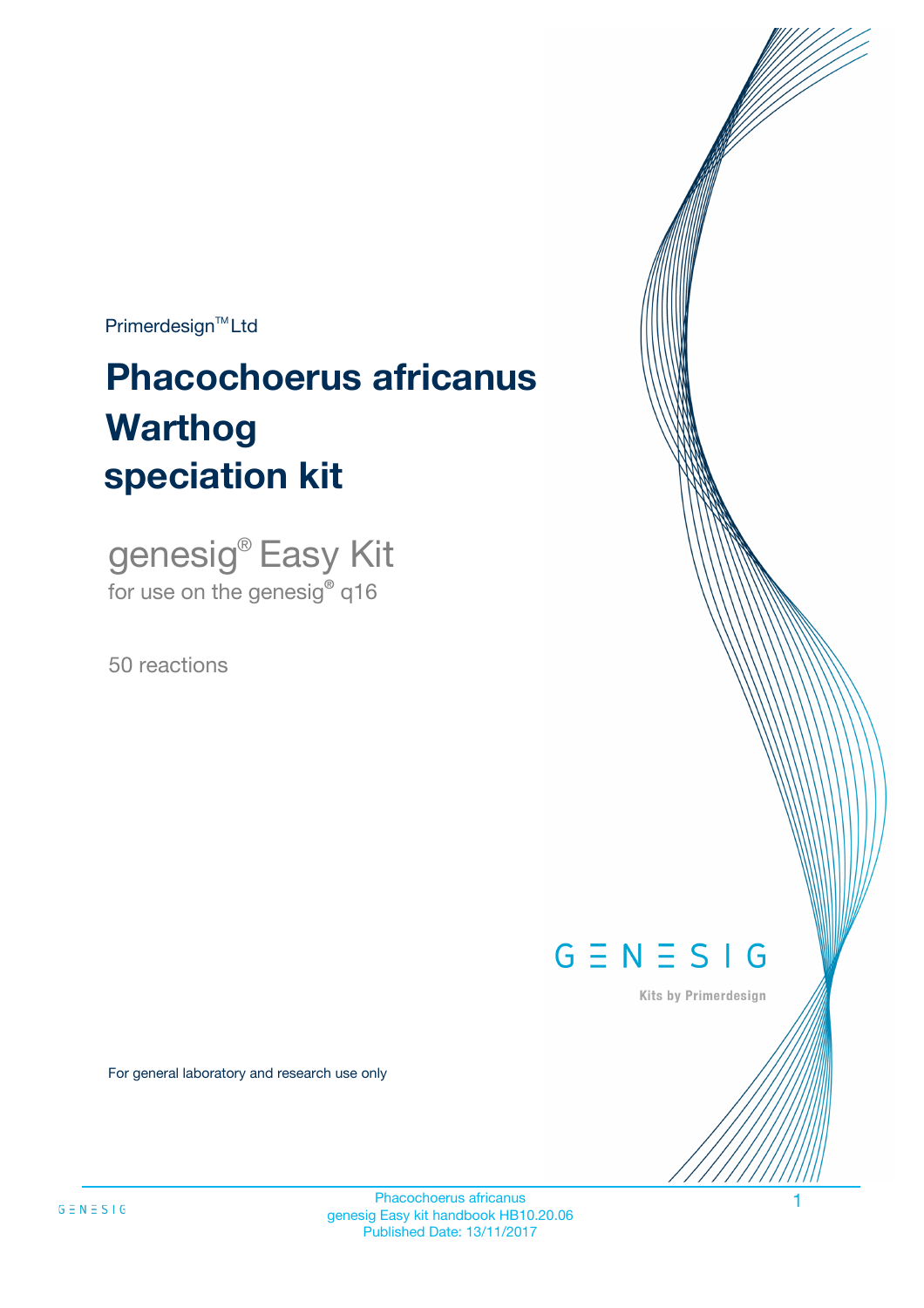Primerdesign™ Ltd

# Phacochoerus africanus Warthog speciation kit

genesig® Easy Kit

for use on the genesig® q16

50 reactions

GENESIG

Kits by Primerdesign

For general laboratory and research use only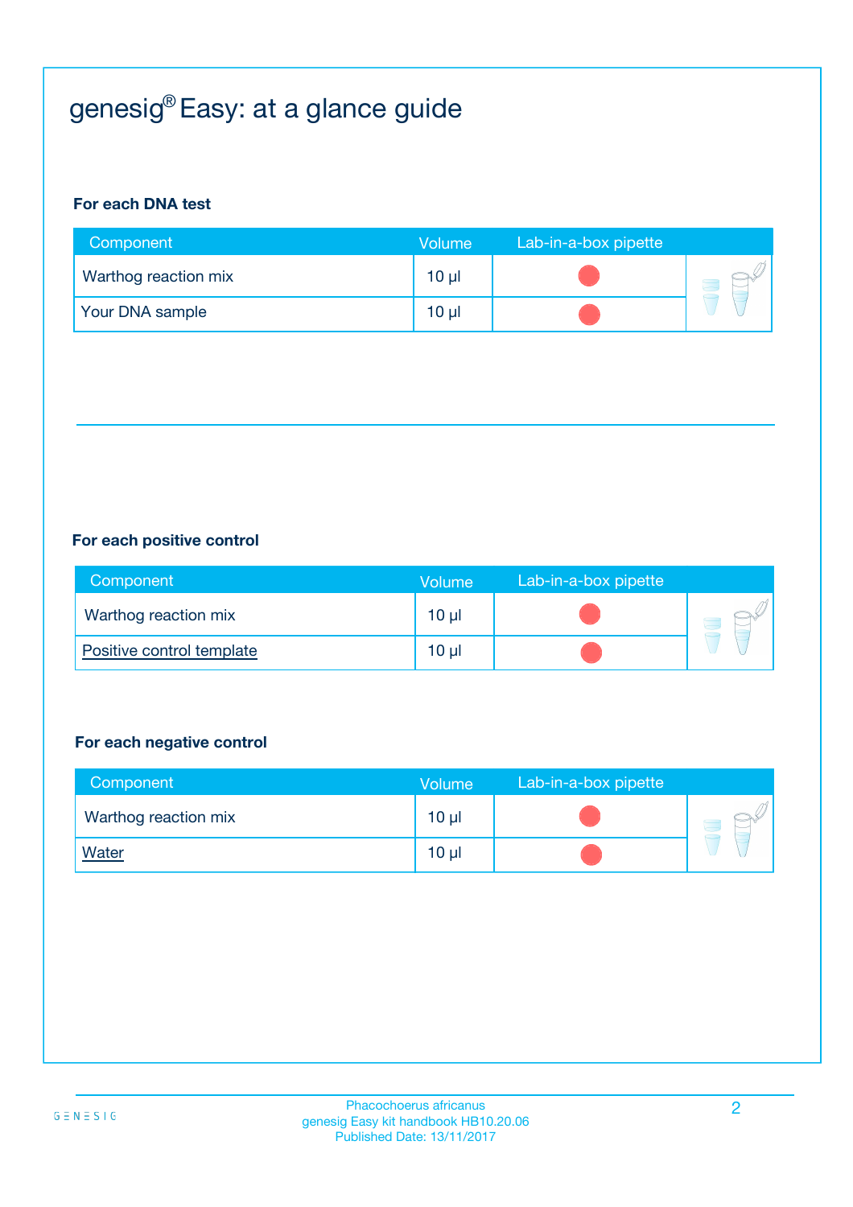# genesig® Easy: at a glance guide

**For each DNA test**

| Component | Volume | Lab-in-a-box pipette |
|---|---|---|
| Warthog reaction mix | 10 µl | ● |
| Your DNA sample | 10 µl | ● |

**For each positive control**

| Component | Volume | Lab-in-a-box pipette |
|---|---|---|
| Warthog reaction mix | 10 µl | ● |
| Positive control template | 10 µl | ● |

**For each negative control**

| Component | Volume | Lab-in-a-box pipette |
|---|---|---|
| Warthog reaction mix | 10 µl | ● |
| Water | 10 µl | ● |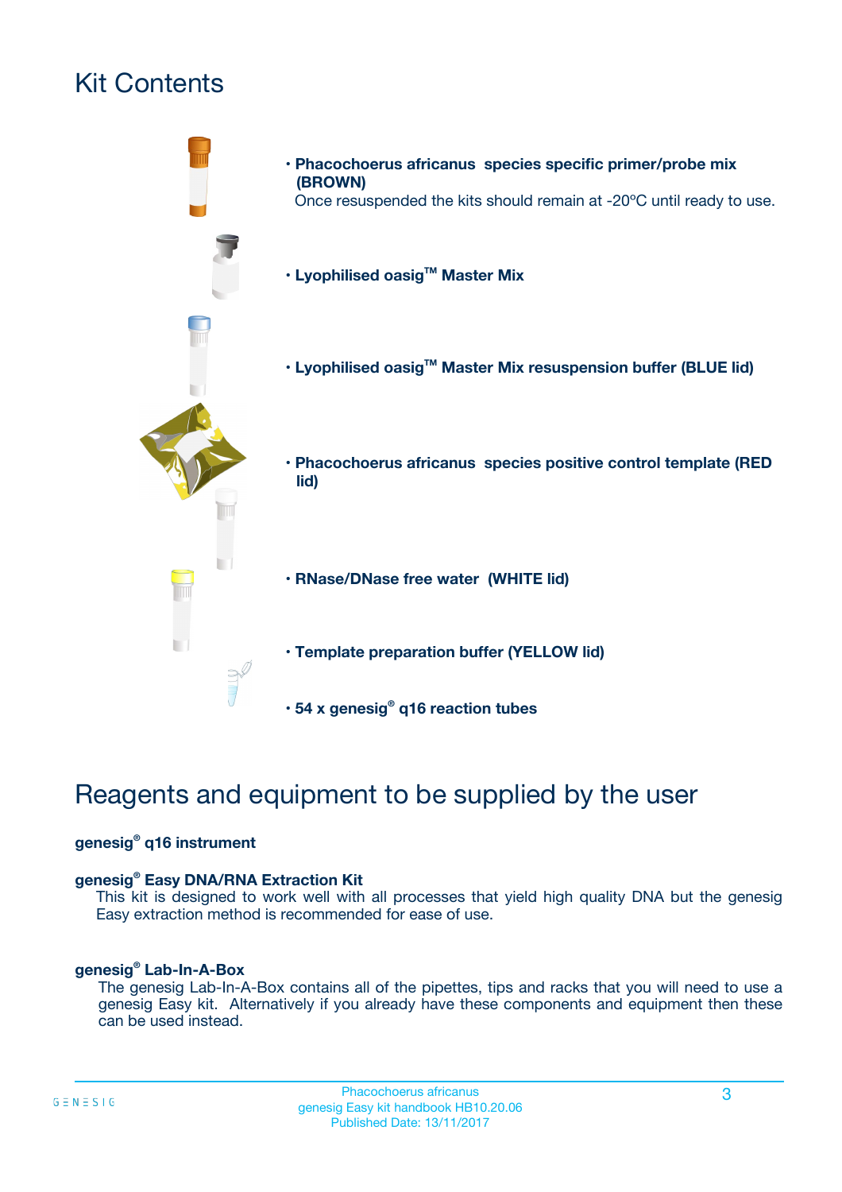# Kit Contents

- **Phacochoerus africanus species specific primer/probe mix (BROWN)**
  Once resuspended the kits should remain at -20ºC until ready to use.
- **Lyophilised oasig™ Master Mix**
- **Lyophilised oasig™ Master Mix resuspension buffer (BLUE lid)**
- **Phacochoerus africanus species positive control template (RED lid)**
- **RNase/DNase free water (WHITE lid)**
- **Template preparation buffer (YELLOW lid)**
- **54 x genesig® q16 reaction tubes**

# Reagents and equipment to be supplied by the user

**genesig® q16 instrument**

**genesig® Easy DNA/RNA Extraction Kit**
This kit is designed to work well with all processes that yield high quality DNA but the genesig Easy extraction method is recommended for ease of use.

**genesig® Lab-In-A-Box**
The genesig Lab-In-A-Box contains all of the pipettes, tips and racks that you will need to use a genesig Easy kit. Alternatively if you already have these components and equipment then these can be used instead.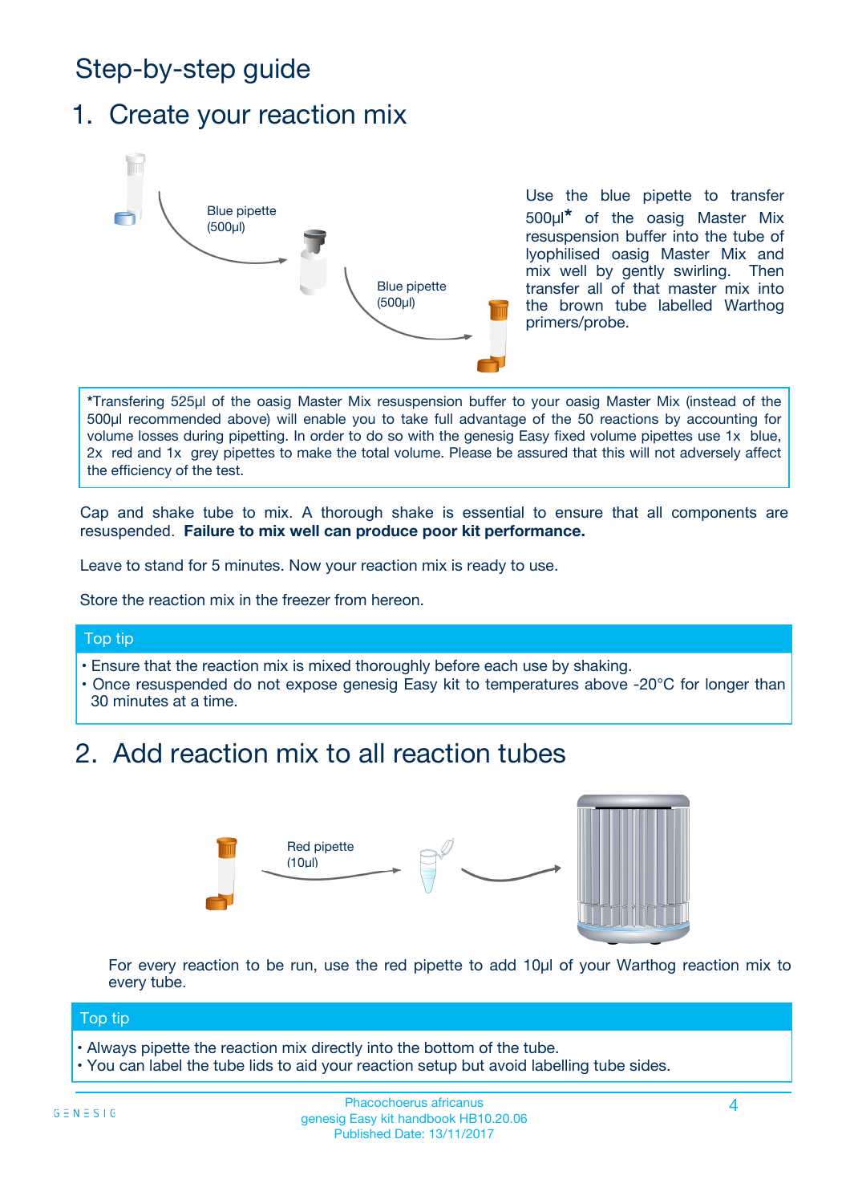# Step-by-step guide

## 1. Create your reaction mix

Blue pipette (500µl)

Blue pipette (500µl)

Use the blue pipette to transfer 500µl* of the oasig Master Mix resuspension buffer into the tube of lyophilised oasig Master Mix and mix well by gently swirling. Then transfer all of that master mix into the brown tube labelled Warthog primers/probe.

*Transfering 525µl of the oasig Master Mix resuspension buffer to your oasig Master Mix (instead of the 500µl recommended above) will enable you to take full advantage of the 50 reactions by accounting for volume losses during pipetting. In order to do so with the genesig Easy fixed volume pipettes use 1x blue, 2x red and 1x grey pipettes to make the total volume. Please be assured that this will not adversely affect the efficiency of the test.

Cap and shake tube to mix. A thorough shake is essential to ensure that all components are resuspended. **Failure to mix well can produce poor kit performance.**

Leave to stand for 5 minutes. Now your reaction mix is ready to use.

Store the reaction mix in the freezer from hereon.

### Top tip

- Ensure that the reaction mix is mixed thoroughly before each use by shaking.
- Once resuspended do not expose genesig Easy kit to temperatures above -20°C for longer than 30 minutes at a time.

## 2. Add reaction mix to all reaction tubes

Red pipette (10µl)

For every reaction to be run, use the red pipette to add 10µl of your Warthog reaction mix to every tube.

### Top tip

- Always pipette the reaction mix directly into the bottom of the tube.
- You can label the tube lids to aid your reaction setup but avoid labelling tube sides.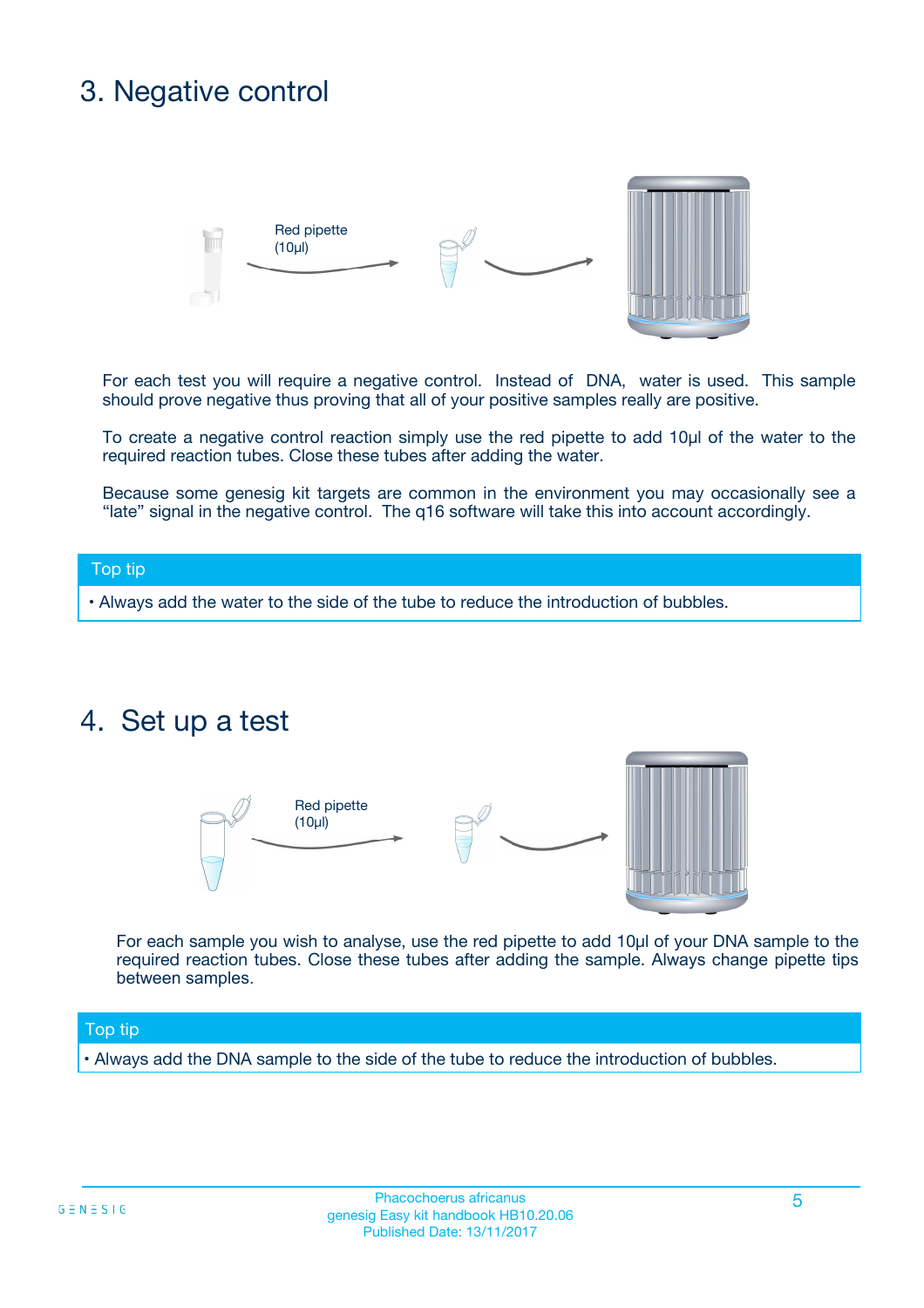## 3. Negative control

Red pipette (10µl)

For each test you will require a negative control. Instead of DNA, water is used. This sample should prove negative thus proving that all of your positive samples really are positive.

To create a negative control reaction simply use the red pipette to add 10µl of the water to the required reaction tubes. Close these tubes after adding the water.

Because some genesig kit targets are common in the environment you may occasionally see a "late" signal in the negative control. The q16 software will take this into account accordingly.

**Top tip**

- Always add the water to the side of the tube to reduce the introduction of bubbles.

## 4. Set up a test

Red pipette (10µl)

For each sample you wish to analyse, use the red pipette to add 10µl of your DNA sample to the required reaction tubes. Close these tubes after adding the sample. Always change pipette tips between samples.

**Top tip**

- Always add the DNA sample to the side of the tube to reduce the introduction of bubbles.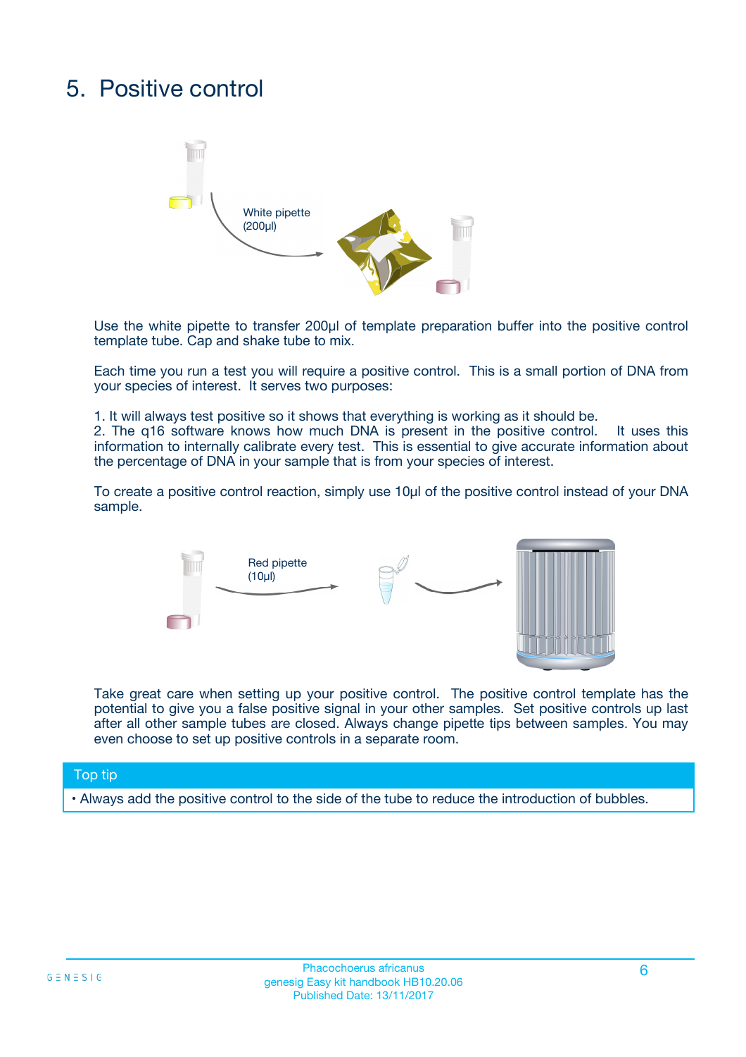# 5. Positive control

White pipette (200µl)

Use the white pipette to transfer 200µl of template preparation buffer into the positive control template tube. Cap and shake tube to mix.

Each time you run a test you will require a positive control. This is a small portion of DNA from your species of interest. It serves two purposes:

1. It will always test positive so it shows that everything is working as it should be.
2. The q16 software knows how much DNA is present in the positive control. It uses this information to internally calibrate every test. This is essential to give accurate information about the percentage of DNA in your sample that is from your species of interest.

To create a positive control reaction, simply use 10µl of the positive control instead of your DNA sample.

Red pipette (10µl)

Take great care when setting up your positive control. The positive control template has the potential to give you a false positive signal in your other samples. Set positive controls up last after all other sample tubes are closed. Always change pipette tips between samples. You may even choose to set up positive controls in a separate room.

**Top tip**

- Always add the positive control to the side of the tube to reduce the introduction of bubbles.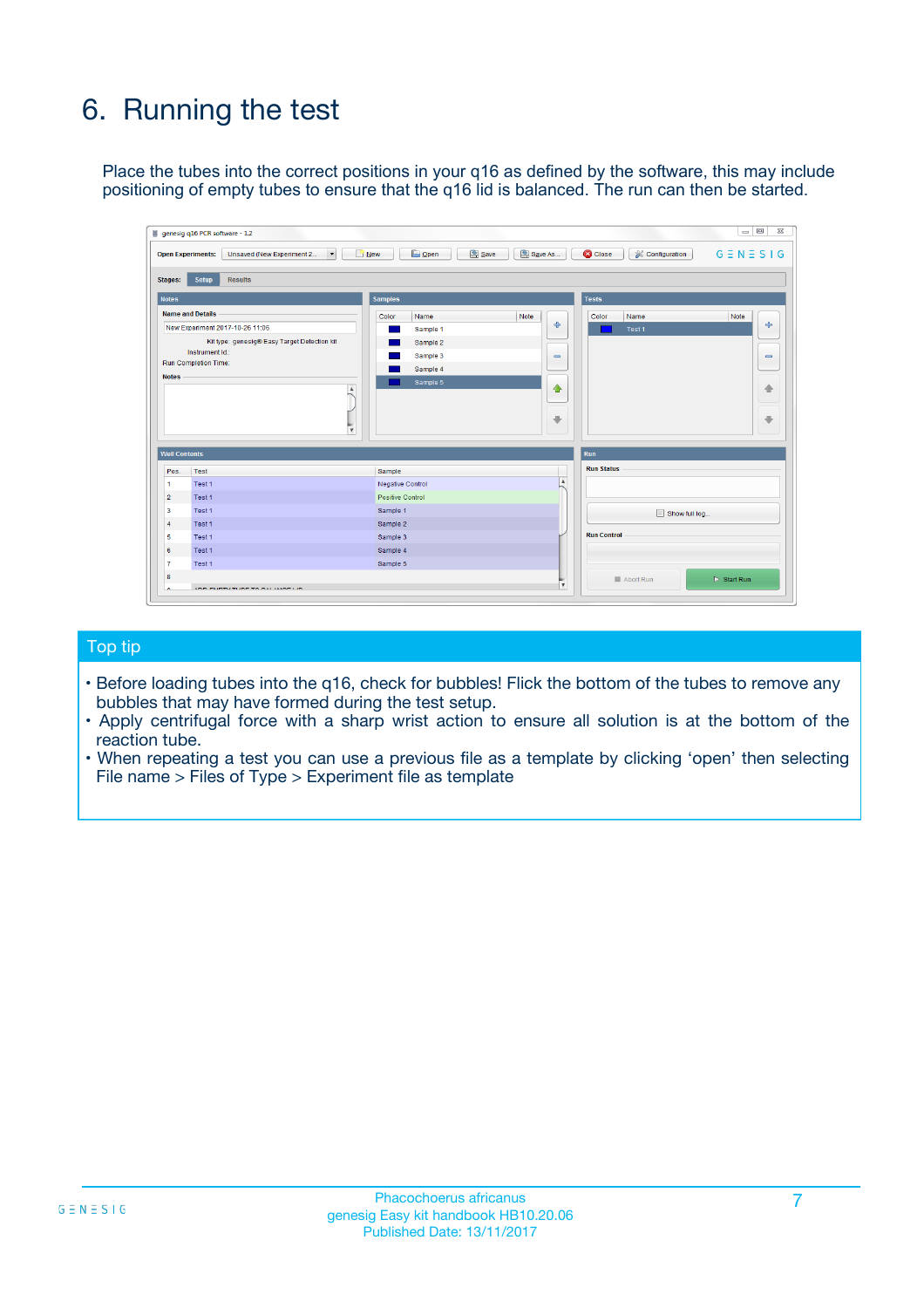# 6. Running the test

Place the tubes into the correct positions in your q16 as defined by the software, this may include positioning of empty tubes to ensure that the q16 lid is balanced. The run can then be started.

## Top tip

- Before loading tubes into the q16, check for bubbles! Flick the bottom of the tubes to remove any bubbles that may have formed during the test setup.
- Apply centrifugal force with a sharp wrist action to ensure all solution is at the bottom of the reaction tube.
- When repeating a test you can use a previous file as a template by clicking 'open' then selecting File name > Files of Type > Experiment file as template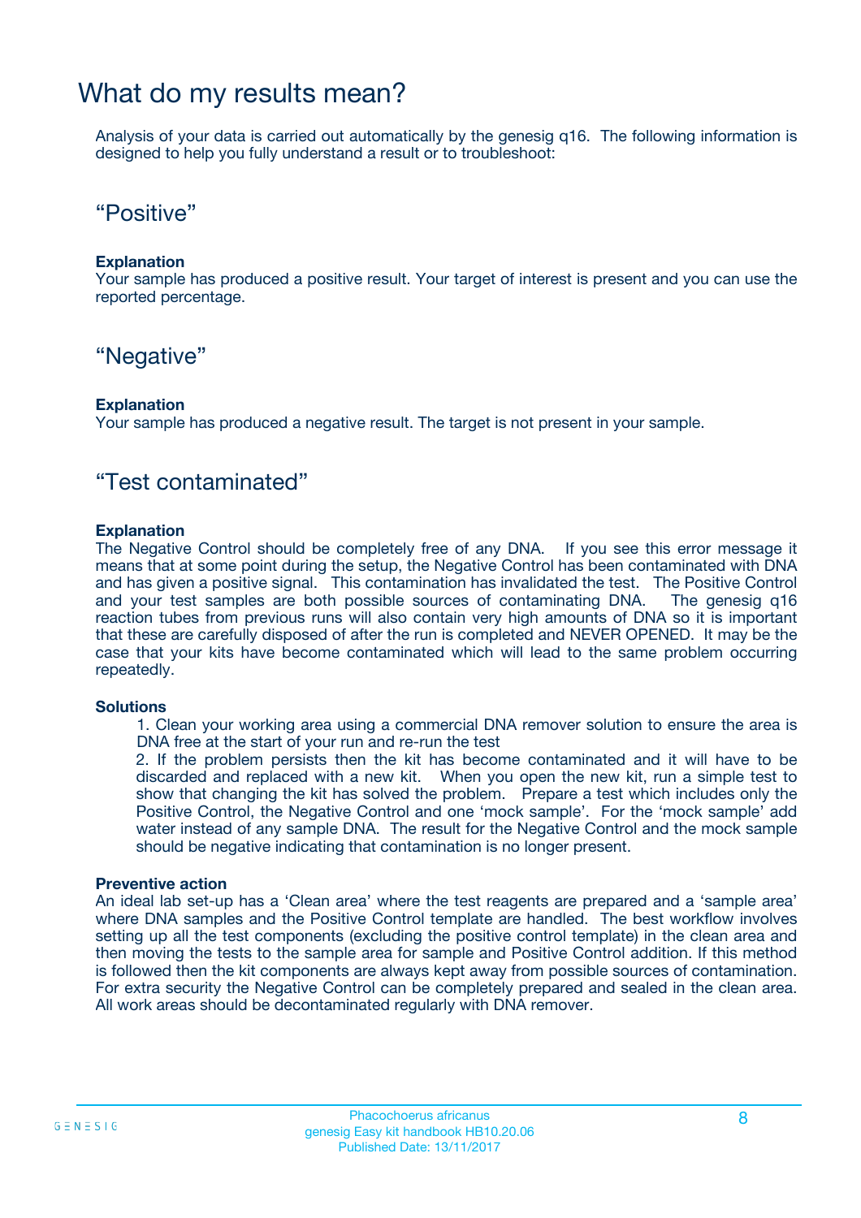# What do my results mean?

Analysis of your data is carried out automatically by the genesig q16. The following information is designed to help you fully understand a result or to troubleshoot:

## "Positive"

**Explanation**
Your sample has produced a positive result. Your target of interest is present and you can use the reported percentage.

## "Negative"

**Explanation**
Your sample has produced a negative result. The target is not present in your sample.

## "Test contaminated"

**Explanation**
The Negative Control should be completely free of any DNA. If you see this error message it means that at some point during the setup, the Negative Control has been contaminated with DNA and has given a positive signal. This contamination has invalidated the test. The Positive Control and your test samples are both possible sources of contaminating DNA. The genesig q16 reaction tubes from previous runs will also contain very high amounts of DNA so it is important that these are carefully disposed of after the run is completed and NEVER OPENED. It may be the case that your kits have become contaminated which will lead to the same problem occurring repeatedly.

**Solutions**

1. Clean your working area using a commercial DNA remover solution to ensure the area is DNA free at the start of your run and re-run the test
2. If the problem persists then the kit has become contaminated and it will have to be discarded and replaced with a new kit. When you open the new kit, run a simple test to show that changing the kit has solved the problem. Prepare a test which includes only the Positive Control, the Negative Control and one 'mock sample'. For the 'mock sample' add water instead of any sample DNA. The result for the Negative Control and the mock sample should be negative indicating that contamination is no longer present.

**Preventive action**
An ideal lab set-up has a 'Clean area' where the test reagents are prepared and a 'sample area' where DNA samples and the Positive Control template are handled. The best workflow involves setting up all the test components (excluding the positive control template) in the clean area and then moving the tests to the sample area for sample and Positive Control addition. If this method is followed then the kit components are always kept away from possible sources of contamination. For extra security the Negative Control can be completely prepared and sealed in the clean area. All work areas should be decontaminated regularly with DNA remover.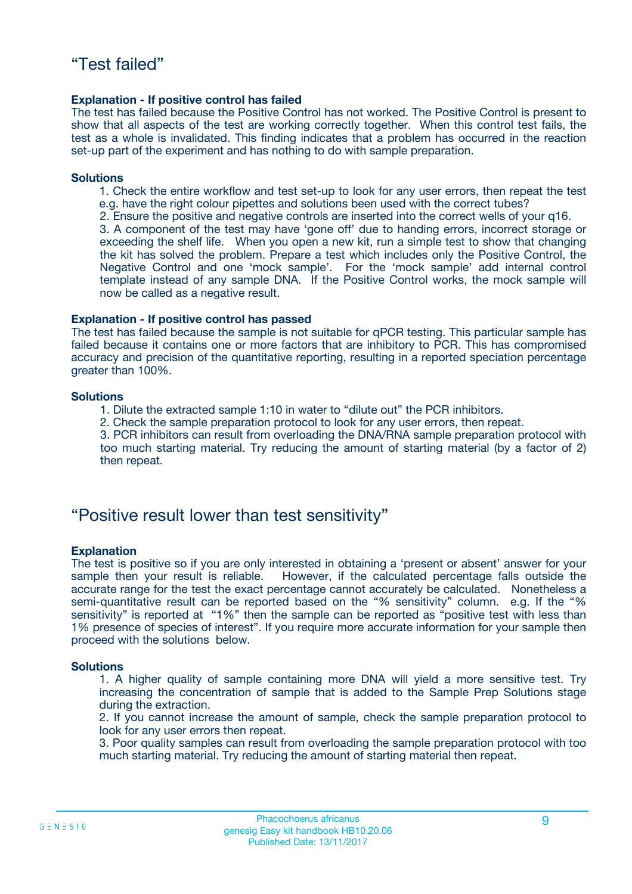## “Test failed”

**Explanation - If positive control has failed**

The test has failed because the Positive Control has not worked. The Positive Control is present to show that all aspects of the test are working correctly together. When this control test fails, the test as a whole is invalidated. This finding indicates that a problem has occurred in the reaction set-up part of the experiment and has nothing to do with sample preparation.

**Solutions**

1. Check the entire workflow and test set-up to look for any user errors, then repeat the test e.g. have the right colour pipettes and solutions been used with the correct tubes?
2. Ensure the positive and negative controls are inserted into the correct wells of your q16.
3. A component of the test may have ‘gone off’ due to handing errors, incorrect storage or exceeding the shelf life. When you open a new kit, run a simple test to show that changing the kit has solved the problem. Prepare a test which includes only the Positive Control, the Negative Control and one ‘mock sample’. For the ‘mock sample’ add internal control template instead of any sample DNA. If the Positive Control works, the mock sample will now be called as a negative result.

**Explanation - If positive control has passed**

The test has failed because the sample is not suitable for qPCR testing. This particular sample has failed because it contains one or more factors that are inhibitory to PCR. This has compromised accuracy and precision of the quantitative reporting, resulting in a reported speciation percentage greater than 100%.

**Solutions**

1. Dilute the extracted sample 1:10 in water to “dilute out” the PCR inhibitors.
2. Check the sample preparation protocol to look for any user errors, then repeat.
3. PCR inhibitors can result from overloading the DNA/RNA sample preparation protocol with too much starting material. Try reducing the amount of starting material (by a factor of 2) then repeat.

## “Positive result lower than test sensitivity”

**Explanation**

The test is positive so if you are only interested in obtaining a ‘present or absent’ answer for your sample then your result is reliable. However, if the calculated percentage falls outside the accurate range for the test the exact percentage cannot accurately be calculated. Nonetheless a semi-quantitative result can be reported based on the “% sensitivity” column. e.g. If the “% sensitivity” is reported at “1%” then the sample can be reported as “positive test with less than 1% presence of species of interest”. If you require more accurate information for your sample then proceed with the solutions below.

**Solutions**

1. A higher quality of sample containing more DNA will yield a more sensitive test. Try increasing the concentration of sample that is added to the Sample Prep Solutions stage during the extraction.
2. If you cannot increase the amount of sample, check the sample preparation protocol to look for any user errors then repeat.
3. Poor quality samples can result from overloading the sample preparation protocol with too much starting material. Try reducing the amount of starting material then repeat.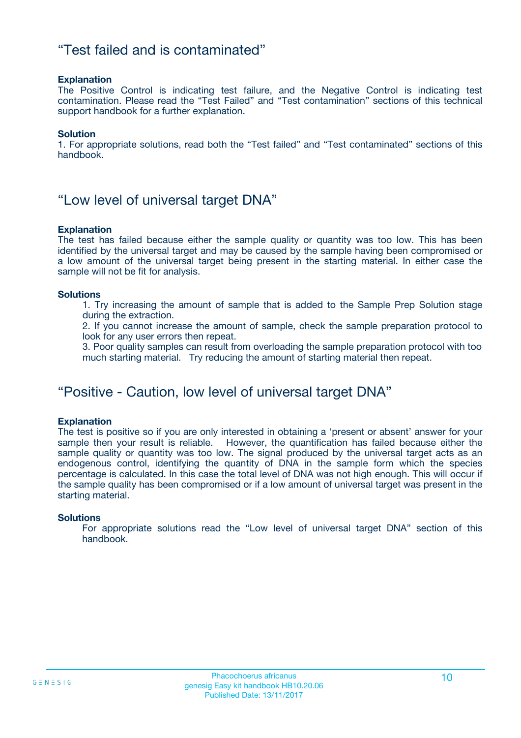## “Test failed and is contaminated”

**Explanation**
The Positive Control is indicating test failure, and the Negative Control is indicating test contamination. Please read the “Test Failed” and “Test contamination” sections of this technical support handbook for a further explanation.

**Solution**
1. For appropriate solutions, read both the “Test failed” and “Test contaminated” sections of this handbook.

## “Low level of universal target DNA”

**Explanation**
The test has failed because either the sample quality or quantity was too low. This has been identified by the universal target and may be caused by the sample having been compromised or a low amount of the universal target being present in the starting material. In either case the sample will not be fit for analysis.

**Solutions**

1. Try increasing the amount of sample that is added to the Sample Prep Solution stage during the extraction.
2. If you cannot increase the amount of sample, check the sample preparation protocol to look for any user errors then repeat.
3. Poor quality samples can result from overloading the sample preparation protocol with too much starting material. Try reducing the amount of starting material then repeat.

## “Positive - Caution, low level of universal target DNA”

**Explanation**
The test is positive so if you are only interested in obtaining a ‘present or absent’ answer for your sample then your result is reliable. However, the quantification has failed because either the sample quality or quantity was too low. The signal produced by the universal target acts as an endogenous control, identifying the quantity of DNA in the sample form which the species percentage is calculated. In this case the total level of DNA was not high enough. This will occur if the sample quality has been compromised or if a low amount of universal target was present in the starting material.

**Solutions**

For appropriate solutions read the “Low level of universal target DNA” section of this handbook.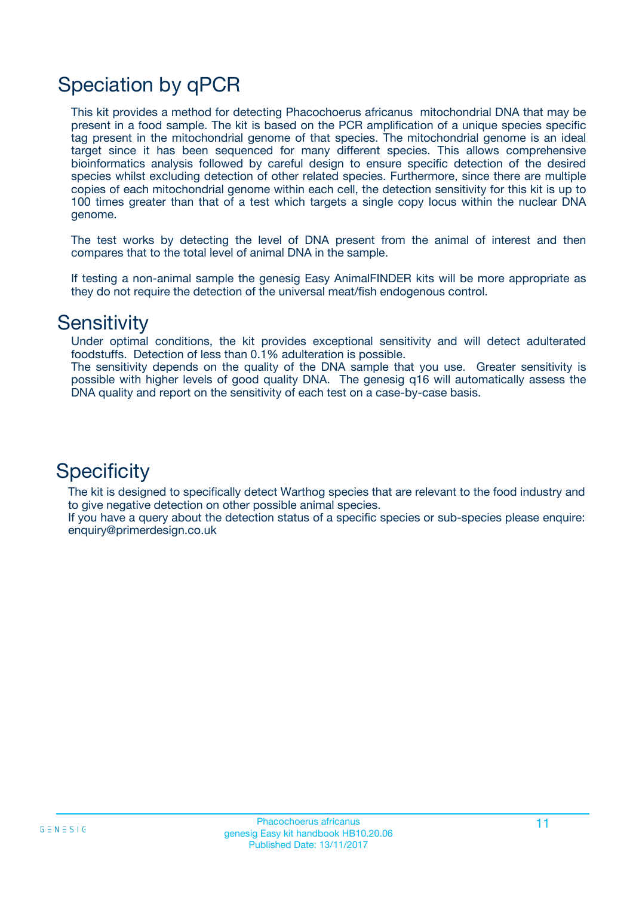## Speciation by qPCR

This kit provides a method for detecting Phacochoerus africanus mitochondrial DNA that may be present in a food sample. The kit is based on the PCR amplification of a unique species specific tag present in the mitochondrial genome of that species. The mitochondrial genome is an ideal target since it has been sequenced for many different species. This allows comprehensive bioinformatics analysis followed by careful design to ensure specific detection of the desired species whilst excluding detection of other related species. Furthermore, since there are multiple copies of each mitochondrial genome within each cell, the detection sensitivity for this kit is up to 100 times greater than that of a test which targets a single copy locus within the nuclear DNA genome.

The test works by detecting the level of DNA present from the animal of interest and then compares that to the total level of animal DNA in the sample.

If testing a non-animal sample the genesig Easy AnimalFINDER kits will be more appropriate as they do not require the detection of the universal meat/fish endogenous control.

## Sensitivity

Under optimal conditions, the kit provides exceptional sensitivity and will detect adulterated foodstuffs. Detection of less than 0.1% adulteration is possible.
The sensitivity depends on the quality of the DNA sample that you use. Greater sensitivity is possible with higher levels of good quality DNA. The genesig q16 will automatically assess the DNA quality and report on the sensitivity of each test on a case-by-case basis.

## Specificity

The kit is designed to specifically detect Warthog species that are relevant to the food industry and to give negative detection on other possible animal species.
If you have a query about the detection status of a specific species or sub-species please enquire: enquiry@primerdesign.co.uk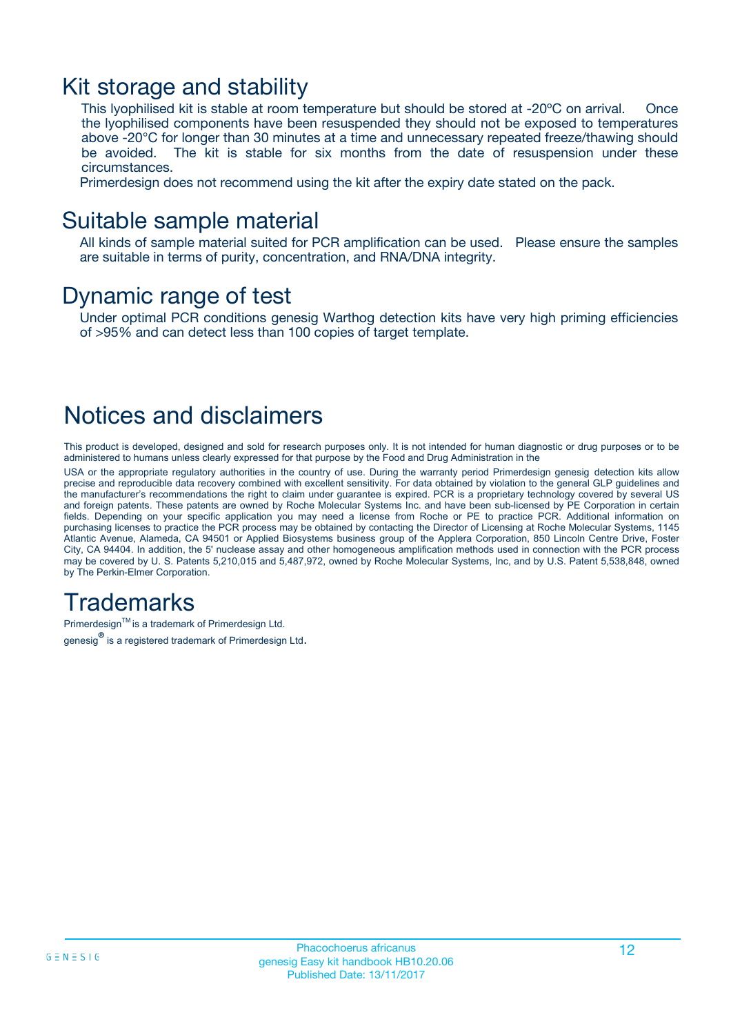## Kit storage and stability

This lyophilised kit is stable at room temperature but should be stored at -20ºC on arrival. Once the lyophilised components have been resuspended they should not be exposed to temperatures above -20°C for longer than 30 minutes at a time and unnecessary repeated freeze/thawing should be avoided. The kit is stable for six months from the date of resuspension under these circumstances.

Primerdesign does not recommend using the kit after the expiry date stated on the pack.

## Suitable sample material

All kinds of sample material suited for PCR amplification can be used. Please ensure the samples are suitable in terms of purity, concentration, and RNA/DNA integrity.

## Dynamic range of test

Under optimal PCR conditions genesig Warthog detection kits have very high priming efficiencies of >95% and can detect less than 100 copies of target template.

# Notices and disclaimers

This product is developed, designed and sold for research purposes only. It is not intended for human diagnostic or drug purposes or to be administered to humans unless clearly expressed for that purpose by the Food and Drug Administration in the

USA or the appropriate regulatory authorities in the country of use. During the warranty period Primerdesign genesig detection kits allow precise and reproducible data recovery combined with excellent sensitivity. For data obtained by violation to the general GLP guidelines and the manufacturer's recommendations the right to claim under guarantee is expired. PCR is a proprietary technology covered by several US and foreign patents. These patents are owned by Roche Molecular Systems Inc. and have been sub-licensed by PE Corporation in certain fields. Depending on your specific application you may need a license from Roche or PE to practice PCR. Additional information on purchasing licenses to practice the PCR process may be obtained by contacting the Director of Licensing at Roche Molecular Systems, 1145 Atlantic Avenue, Alameda, CA 94501 or Applied Biosystems business group of the Applera Corporation, 850 Lincoln Centre Drive, Foster City, CA 94404. In addition, the 5' nuclease assay and other homogeneous amplification methods used in connection with the PCR process may be covered by U. S. Patents 5,210,015 and 5,487,972, owned by Roche Molecular Systems, Inc, and by U.S. Patent 5,538,848, owned by The Perkin-Elmer Corporation.

# Trademarks

Primerdesign™ is a trademark of Primerdesign Ltd.

genesig® is a registered trademark of Primerdesign Ltd.